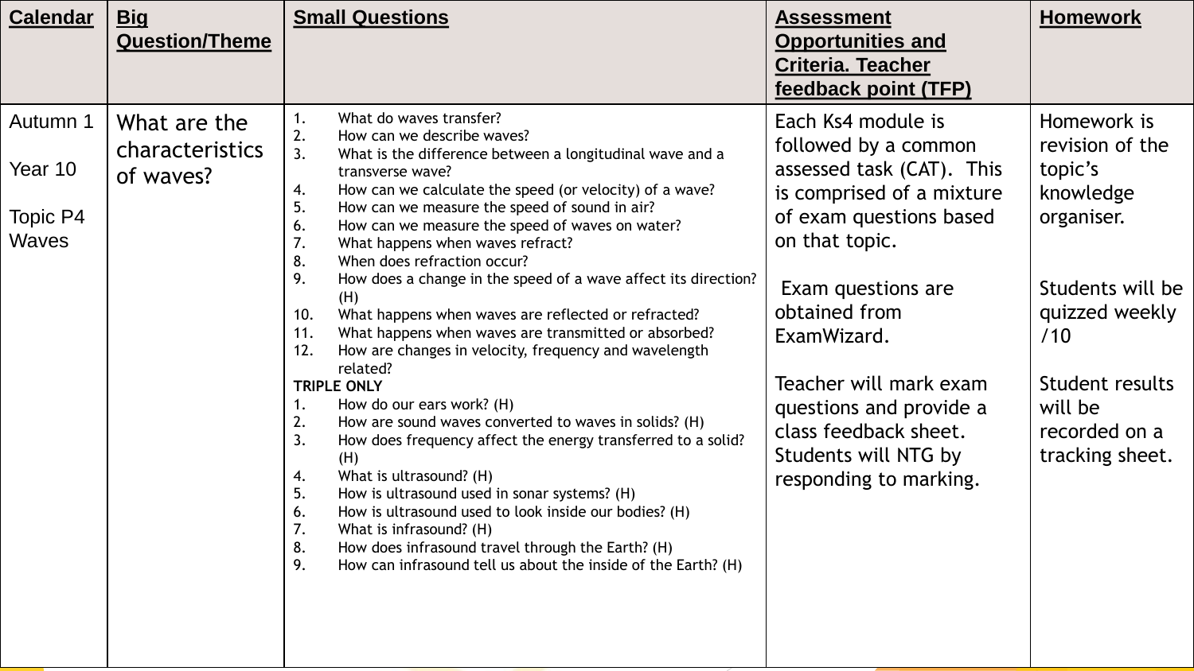| Calendar | Big Question/Theme | Small Questions | Assessment Opportunities and Criteria. Teacher feedback point (TFP) | Homework |
|---|---|---|---|---|
| Autumn 1<br><br>Year 10<br><br>Topic P4 Waves | What are the characteristics of waves? | 1. What do waves transfer?<br>2. How can we describe waves?<br>3. What is the difference between a longitudinal wave and a transverse wave?<br>4. How can we calculate the speed (or velocity) of a wave?<br>5. How can we measure the speed of sound in air?<br>6. How can we measure the speed of waves on water?<br>7. What happens when waves refract?<br>8. When does refraction occur?<br>9. How does a change in the speed of a wave affect its direction? (H)<br>10. What happens when waves are reflected or refracted?<br>11. What happens when waves are transmitted or absorbed?<br>12. How are changes in velocity, frequency and wavelength related?<br>**TRIPLE ONLY**<br>1. How do our ears work? (H)<br>2. How are sound waves converted to waves in solids? (H)<br>3. How does frequency affect the energy transferred to a solid? (H)<br>4. What is ultrasound? (H)<br>5. How is ultrasound used in sonar systems? (H)<br>6. How is ultrasound used to look inside our bodies? (H)<br>7. What is infrasound? (H)<br>8. How does infrasound travel through the Earth? (H)<br>9. How can infrasound tell us about the inside of the Earth? (H) | Each Ks4 module is followed by a common assessed task (CAT). This is comprised of a mixture of exam questions based on that topic.<br><br>Exam questions are obtained from ExamWizard.<br><br>Teacher will mark exam questions and provide a class feedback sheet. Students will NTG by responding to marking. | Homework is revision of the topic's knowledge organiser.<br><br>Students will be quizzed weekly /10<br><br>Student results will be recorded on a tracking sheet. |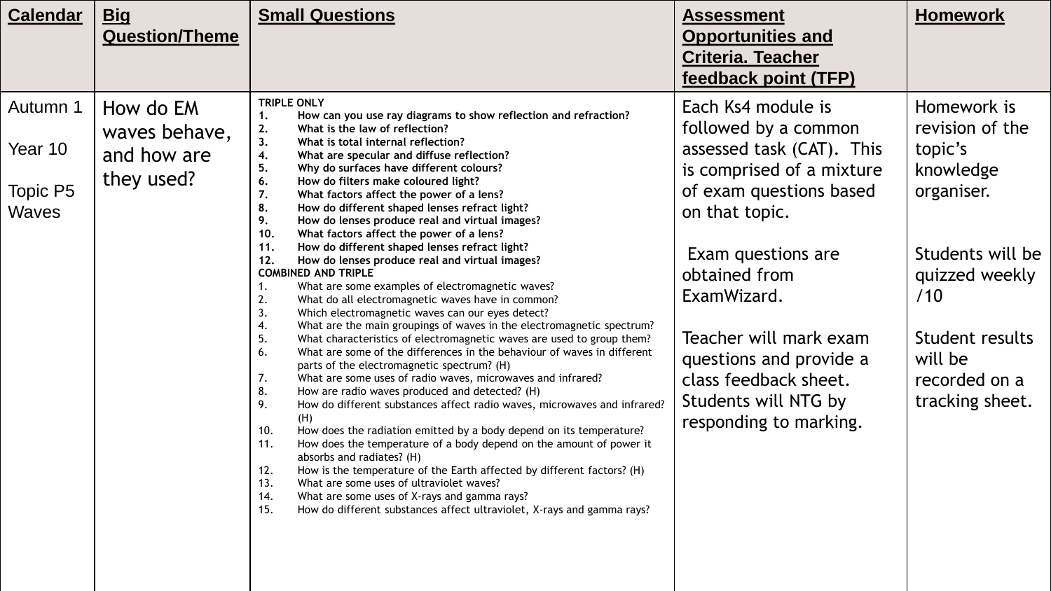| Calendar | Big Question/Theme | Small Questions | Assessment Opportunities and Criteria. Teacher feedback point (TFP) | Homework |
|---|---|---|---|---|
| Autumn 1<br><br>Year 10<br><br>Topic P5 Waves | How do EM waves behave, and how are they used? | **TRIPLE ONLY**<br>**1. How can you use ray diagrams to show reflection and refraction?**<br>**2. What is the law of reflection?**<br>**3. What is total internal reflection?**<br>**4. What are specular and diffuse reflection?**<br>**5. Why do surfaces have different colours?**<br>**6. How do filters make coloured light?**<br>**7. What factors affect the power of a lens?**<br>**8. How do different shaped lenses refract light?**<br>**9. How do lenses produce real and virtual images?**<br>**10. What factors affect the power of a lens?**<br>**11. How do different shaped lenses refract light?**<br>**12. How do lenses produce real and virtual images?**<br>**COMBINED AND TRIPLE**<br>1. What are some examples of electromagnetic waves?<br>2. What do all electromagnetic waves have in common?<br>3. Which electromagnetic waves can our eyes detect?<br>4. What are the main groupings of waves in the electromagnetic spectrum?<br>5. What characteristics of electromagnetic waves are used to group them?<br>6. What are some of the differences in the behaviour of waves in different parts of the electromagnetic spectrum? (H)<br>7. What are some uses of radio waves, microwaves and infrared?<br>8. How are radio waves produced and detected? (H)<br>9. How do different substances affect radio waves, microwaves and infrared? (H)<br>10. How does the radiation emitted by a body depend on its temperature?<br>11. How does the temperature of a body depend on the amount of power it absorbs and radiates? (H)<br>12. How is the temperature of the Earth affected by different factors? (H)<br>13. What are some uses of ultraviolet waves?<br>14. What are some uses of X-rays and gamma rays?<br>15. How do different substances affect ultraviolet, X-rays and gamma rays? | Each Ks4 module is followed by a common assessed task (CAT). This is comprised of a mixture of exam questions based on that topic.<br><br>Exam questions are obtained from ExamWizard.<br><br>Teacher will mark exam questions and provide a class feedback sheet. Students will NTG by responding to marking. | Homework is revision of the topic's knowledge organiser.<br><br>Students will be quizzed weekly /10<br><br>Student results will be recorded on a tracking sheet. |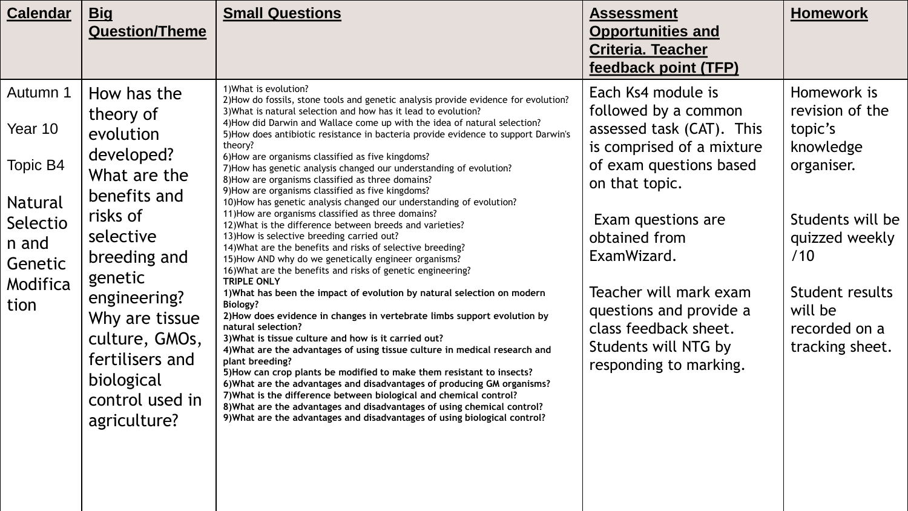| Calendar | Big Question/Theme | Small Questions | Assessment Opportunities and Criteria. Teacher feedback point (TFP) | Homework |
| --- | --- | --- | --- | --- |
| Autumn 1<br><br>Year 10<br><br>Topic B4<br><br>Natural Selection and Genetic Modification | How has the theory of evolution developed? What are the benefits and risks of selective breeding and genetic engineering? Why are tissue culture, GMOs, fertilisers and biological control used in agriculture? | 1)What is evolution?<br>2)How do fossils, stone tools and genetic analysis provide evidence for evolution?<br>3)What is natural selection and how has it lead to evolution?<br>4)How did Darwin and Wallace come up with the idea of natural selection?<br>5)How does antibiotic resistance in bacteria provide evidence to support Darwin's theory?<br>6)How are organisms classified as five kingdoms?<br>7)How has genetic analysis changed our understanding of evolution?<br>8)How are organisms classified as three domains?<br>9)How are organisms classified as five kingdoms?<br>10)How has genetic analysis changed our understanding of evolution?<br>11)How are organisms classified as three domains?<br>12)What is the difference between breeds and varieties?<br>13)How is selective breeding carried out?<br>14)What are the benefits and risks of selective breeding?<br>15)How AND why do we genetically engineer organisms?<br>16)What are the benefits and risks of genetic engineering?<br>**TRIPLE ONLY**<br>**1)What has been the impact of evolution by natural selection on modern Biology?**<br>**2)How does evidence in changes in vertebrate limbs support evolution by natural selection?**<br>**3)What is tissue culture and how is it carried out?**<br>**4)What are the advantages of using tissue culture in medical research and plant breeding?**<br>**5)How can crop plants be modified to make them resistant to insects?**<br>**6)What are the advantages and disadvantages of producing GM organisms?**<br>**7)What is the difference between biological and chemical control?**<br>**8)What are the advantages and disadvantages of using chemical control?**<br>**9)What are the advantages and disadvantages of using biological control?** | Each Ks4 module is followed by a common assessed task (CAT). This is comprised of a mixture of exam questions based on that topic.<br><br>Exam questions are obtained from ExamWizard.<br><br>Teacher will mark exam questions and provide a class feedback sheet. Students will NTG by responding to marking. | Homework is revision of the topic's knowledge organiser.<br><br>Students will be quizzed weekly /10<br><br>Student results will be recorded on a tracking sheet. |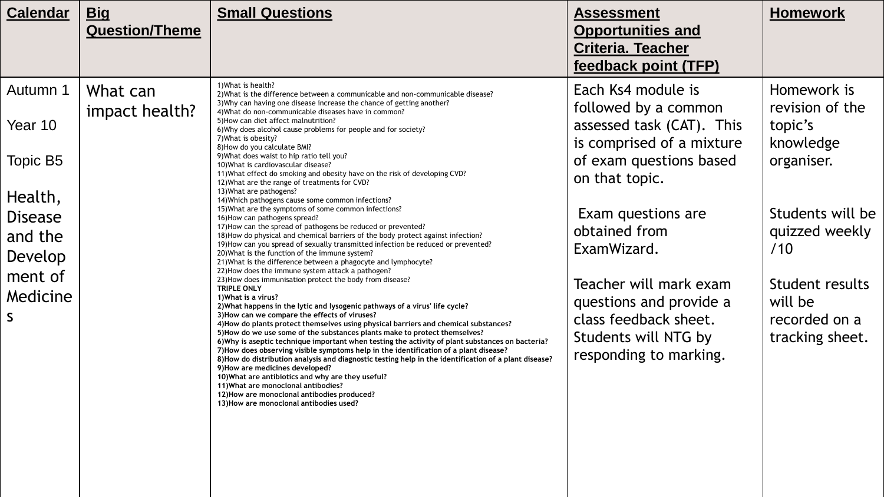| Calendar | Big Question/Theme | Small Questions | Assessment Opportunities and Criteria. Teacher feedback point (TFP) | Homework |
|---|---|---|---|---|
| Autumn 1<br><br>Year 10<br><br>Topic B5<br><br>Health, Disease and the Development of Medicines | What can impact health? | 1)What is health?<br>2)What is the difference between a communicable and non-communicable disease?<br>3)Why can having one disease increase the chance of getting another?<br>4)What do non-communicable diseases have in common?<br>5)How can diet affect malnutrition?<br>6)Why does alcohol cause problems for people and for society?<br>7)What is obesity?<br>8)How do you calculate BMI?<br>9)What does waist to hip ratio tell you?<br>10)What is cardiovascular disease?<br>11)What effect do smoking and obesity have on the risk of developing CVD?<br>12)What are the range of treatments for CVD?<br>13)What are pathogens?<br>14)Which pathogens cause some common infections?<br>15)What are the symptoms of some common infections?<br>16)How can pathogens spread?<br>17)How can the spread of pathogens be reduced or prevented?<br>18)How do physical and chemical barriers of the body protect against infection?<br>19)How can you spread of sexually transmitted infection be reduced or prevented?<br>20)What is the function of the immune system?<br>21)What is the difference between a phagocyte and lymphocyte?<br>22)How does the immune system attack a pathogen?<br>23)How does immunisation protect the body from disease?<br>**TRIPLE ONLY**<br>**1)What is a virus?**<br>**2)What happens in the lytic and lysogenic pathways of a virus' life cycle?**<br>**3)How can we compare the effects of viruses?**<br>**4)How do plants protect themselves using physical barriers and chemical substances?**<br>**5)How do we use some of the substances plants make to protect themselves?**<br>**6)Why is aseptic technique important when testing the activity of plant substances on bacteria?**<br>**7)How does observing visible symptoms help in the identification of a plant disease?**<br>**8)How do distribution analysis and diagnostic testing help in the identification of a plant disease?**<br>**9)How are medicines developed?**<br>**10)What are antibiotics and why are they useful?**<br>**11)What are monoclonal antibodies?**<br>**12)How are monoclonal antibodies produced?**<br>**13)How are monoclonal antibodies used?** | Each Ks4 module is followed by a common assessed task (CAT). This is comprised of a mixture of exam questions based on that topic.<br><br>Exam questions are obtained from ExamWizard.<br><br>Teacher will mark exam questions and provide a class feedback sheet. Students will NTG by responding to marking. | Homework is revision of the topic's knowledge organiser.<br><br>Students will be quizzed weekly /10<br><br>Student results will be recorded on a tracking sheet. |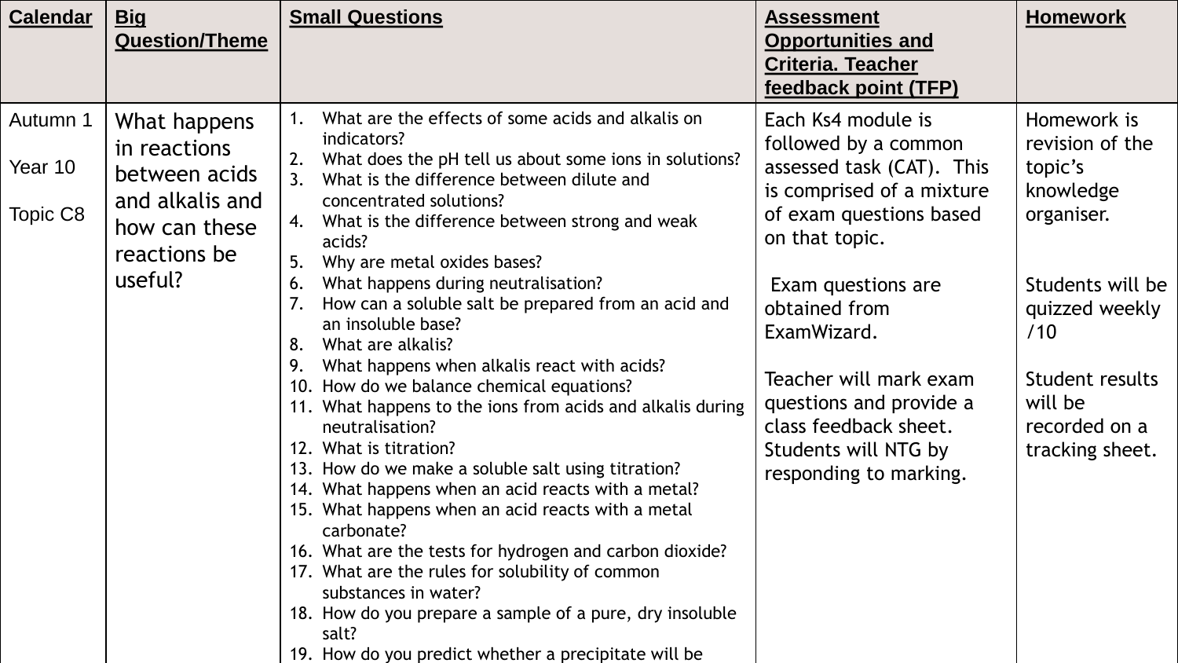| Calendar | Big Question/Theme | Small Questions | Assessment Opportunities and Criteria. Teacher feedback point (TFP) | Homework |
|---|---|---|---|---|
| Autumn 1<br><br>Year 10<br><br>Topic C8 | What happens in reactions between acids and alkalis and how can these reactions be useful? | 1. What are the effects of some acids and alkalis on indicators?<br>2. What does the pH tell us about some ions in solutions?<br>3. What is the difference between dilute and concentrated solutions?<br>4. What is the difference between strong and weak acids?<br>5. Why are metal oxides bases?<br>6. What happens during neutralisation?<br>7. How can a soluble salt be prepared from an acid and an insoluble base?<br>8. What are alkalis?<br>9. What happens when alkalis react with acids?<br>10. How do we balance chemical equations?<br>11. What happens to the ions from acids and alkalis during neutralisation?<br>12. What is titration?<br>13. How do we make a soluble salt using titration?<br>14. What happens when an acid reacts with a metal?<br>15. What happens when an acid reacts with a metal carbonate?<br>16. What are the tests for hydrogen and carbon dioxide?<br>17. What are the rules for solubility of common substances in water?<br>18. How do you prepare a sample of a pure, dry insoluble salt?<br>19. How do you predict whether a precipitate will be | Each Ks4 module is followed by a common assessed task (CAT). This is comprised of a mixture of exam questions based on that topic.<br><br>Exam questions are obtained from ExamWizard.<br><br>Teacher will mark exam questions and provide a class feedback sheet. Students will NTG by responding to marking. | Homework is revision of the topic's knowledge organiser.<br><br>Students will be quizzed weekly /10<br><br>Student results will be recorded on a tracking sheet. |